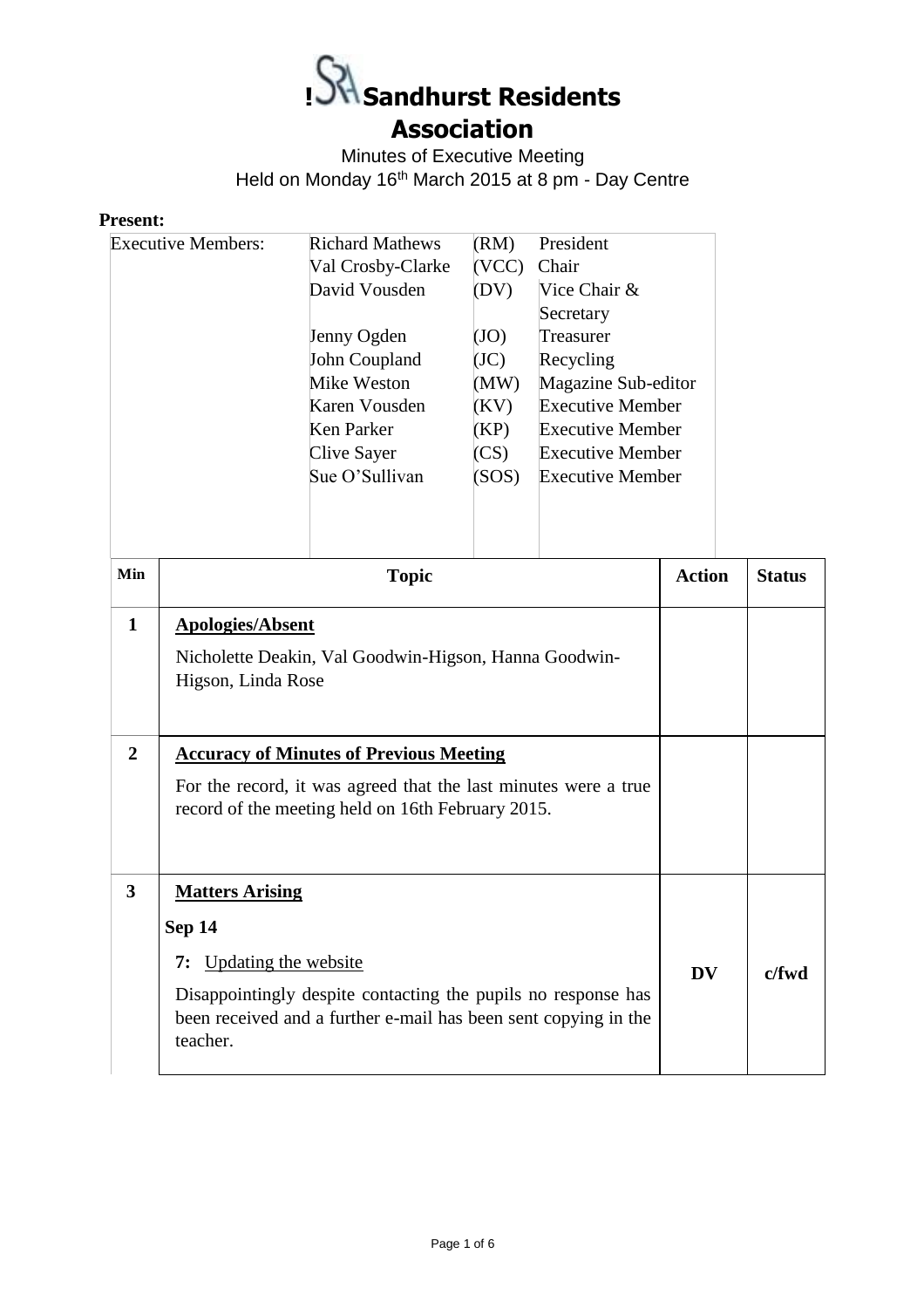# !Sandhurst Residents Association

Minutes of Executive Meeting
Held on Monday 16th March 2015 at 8 pm - Day Centre

**Present:**

| Executive Members: | Richard Mathews | (RM) | President |
|---|---|---|---|
| | Val Crosby-Clarke | (VCC) | Chair |
| | David Vousden | (DV) | Vice Chair & Secretary |
| | Jenny Ogden | (JO) | Treasurer |
| | John Coupland | (JC) | Recycling |
| | Mike Weston | (MW) | Magazine Sub-editor |
| | Karen Vousden | (KV) | Executive Member |
| | Ken Parker | (KP) | Executive Member |
| | Clive Sayer | (CS) | Executive Member |
| | Sue O'Sullivan | (SOS) | Executive Member |

| Min | Topic | Action | Status |
|---|---|---|---|
| 1 | **Apologies/Absent**<br>Nicholette Deakin, Val Goodwin-Higson, Hanna Goodwin-Higson, Linda Rose | | |
| 2 | **Accuracy of Minutes of Previous Meeting**<br>For the record, it was agreed that the last minutes were a true record of the meeting held on 16th February 2015. | | |
| 3 | **Matters Arising**<br>**Sep 14**<br>**7:** Updating the website<br>Disappointingly despite contacting the pupils no response has been received and a further e-mail has been sent copying in the teacher. | **DV** | **c/fwd** |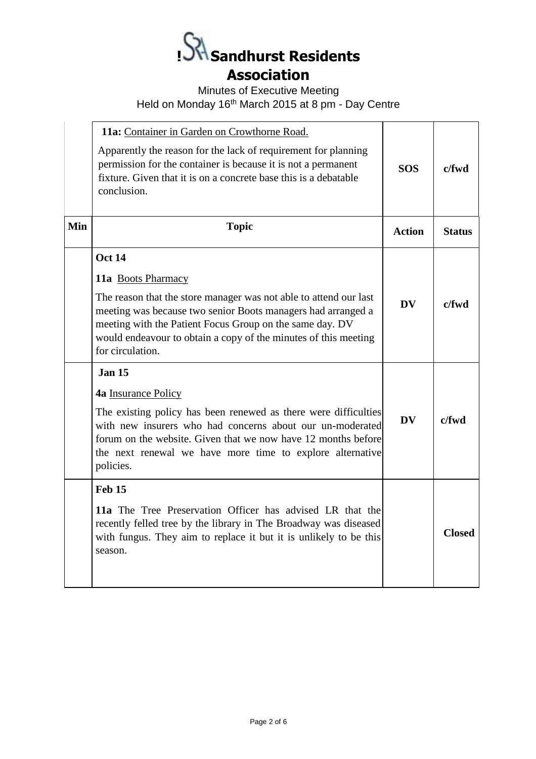# Sandhurst Residents Association

Minutes of Executive Meeting
Held on Monday 16th March 2015 at 8 pm - Day Centre

| Min | Topic | Action | Status |
|---|---|---|---|
| | **11a:** Container in Garden on Crowthorne Road. Apparently the reason for the lack of requirement for planning permission for the container is because it is not a permanent fixture. Given that it is on a concrete base this is a debatable conclusion. | **SOS** | **c/fwd** |
| | **Oct 14** **11a** Boots Pharmacy The reason that the store manager was not able to attend our last meeting was because two senior Boots managers had arranged a meeting with the Patient Focus Group on the same day. DV would endeavour to obtain a copy of the minutes of this meeting for circulation. | **DV** | **c/fwd** |
| | **Jan 15** **4a** Insurance Policy The existing policy has been renewed as there were difficulties with new insurers who had concerns about our un-moderated forum on the website. Given that we now have 12 months before the next renewal we have more time to explore alternative policies. | **DV** | **c/fwd** |
| | **Feb 15** **11a** The Tree Preservation Officer has advised LR that the recently felled tree by the library in The Broadway was diseased with fungus. They aim to replace it but it is unlikely to be this season. | | **Closed** |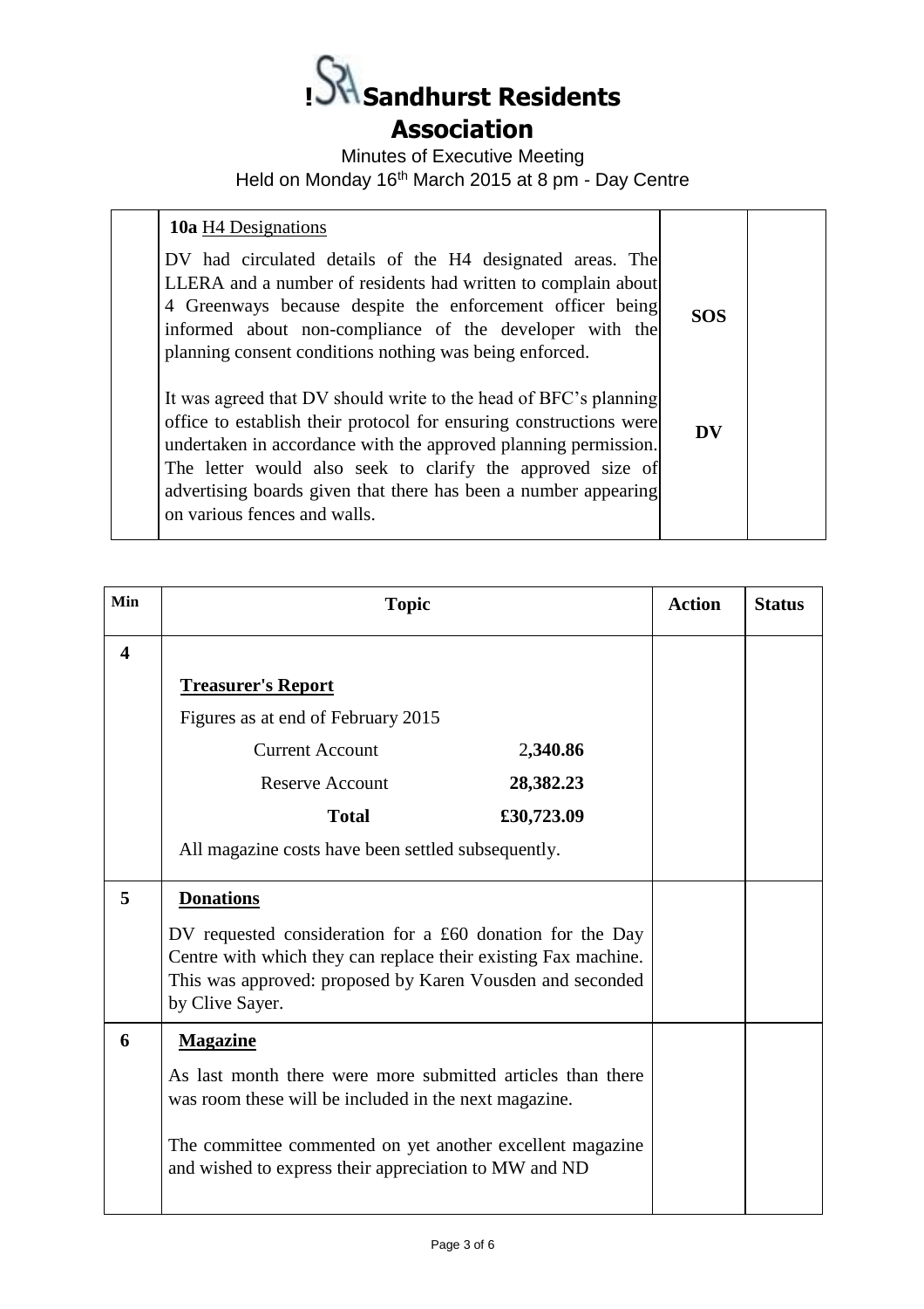# !SRA Sandhurst Residents Association

Minutes of Executive Meeting

Held on Monday 16th March 2015 at 8 pm - Day Centre

| | Topic | Action | Status |
|---|---|---|---|
| | **10a** H4 Designations<br><br>DV had circulated details of the H4 designated areas. The LLERA and a number of residents had written to complain about 4 Greenways because despite the enforcement officer being informed about non-compliance of the developer with the planning consent conditions nothing was being enforced. | **SOS** | |
| | It was agreed that DV should write to the head of BFC's planning office to establish their protocol for ensuring constructions were undertaken in accordance with the approved planning permission. The letter would also seek to clarify the approved size of advertising boards given that there has been a number appearing on various fences and walls. | **DV** | |

| Min | Topic | Action | Status |
|---|---|---|---|
| **4** | **Treasurer's Report**<br><br>Figures as at end of February 2015<br><br>Current Account 2,**340.86**<br>Reserve Account **28,382.23**<br>**Total** **£30,723.09**<br><br>All magazine costs have been settled subsequently. | | |
| **5** | **Donations**<br><br>DV requested consideration for a £60 donation for the Day Centre with which they can replace their existing Fax machine. This was approved: proposed by Karen Vousden and seconded by Clive Sayer. | | |
| **6** | **Magazine**<br><br>As last month there were more submitted articles than there was room these will be included in the next magazine.<br><br>The committee commented on yet another excellent magazine and wished to express their appreciation to MW and ND | | |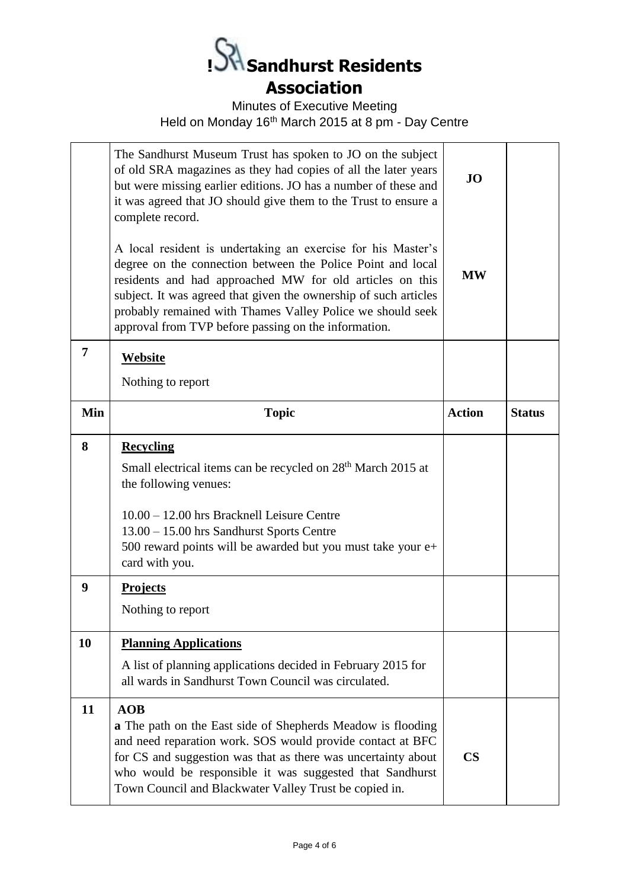# Sandhurst Residents Association

Minutes of Executive Meeting

Held on Monday 16th March 2015 at 8 pm - Day Centre

| Min | Topic | Action | Status |
|---|---|---|---|
| | The Sandhurst Museum Trust has spoken to JO on the subject of old SRA magazines as they had copies of all the later years but were missing earlier editions. JO has a number of these and it was agreed that JO should give them to the Trust to ensure a complete record. | **JO** | |
| | A local resident is undertaking an exercise for his Master's degree on the connection between the Police Point and local residents and had approached MW for old articles on this subject. It was agreed that given the ownership of such articles probably remained with Thames Valley Police we should seek approval from TVP before passing on the information. | **MW** | |
| **7** | **Website**<br>Nothing to report | | |
| **8** | **Recycling**<br>Small electrical items can be recycled on 28th March 2015 at the following venues:<br>10.00 – 12.00 hrs Bracknell Leisure Centre<br>13.00 – 15.00 hrs Sandhurst Sports Centre<br>500 reward points will be awarded but you must take your e+ card with you. | | |
| **9** | **Projects**<br>Nothing to report | | |
| **10** | **Planning Applications**<br>A list of planning applications decided in February 2015 for all wards in Sandhurst Town Council was circulated. | | |
| **11** | **AOB**<br>**a** The path on the East side of Shepherds Meadow is flooding and need reparation work. SOS would provide contact at BFC for CS and suggestion was that as there was uncertainty about who would be responsible it was suggested that Sandhurst Town Council and Blackwater Valley Trust be copied in. | **CS** | |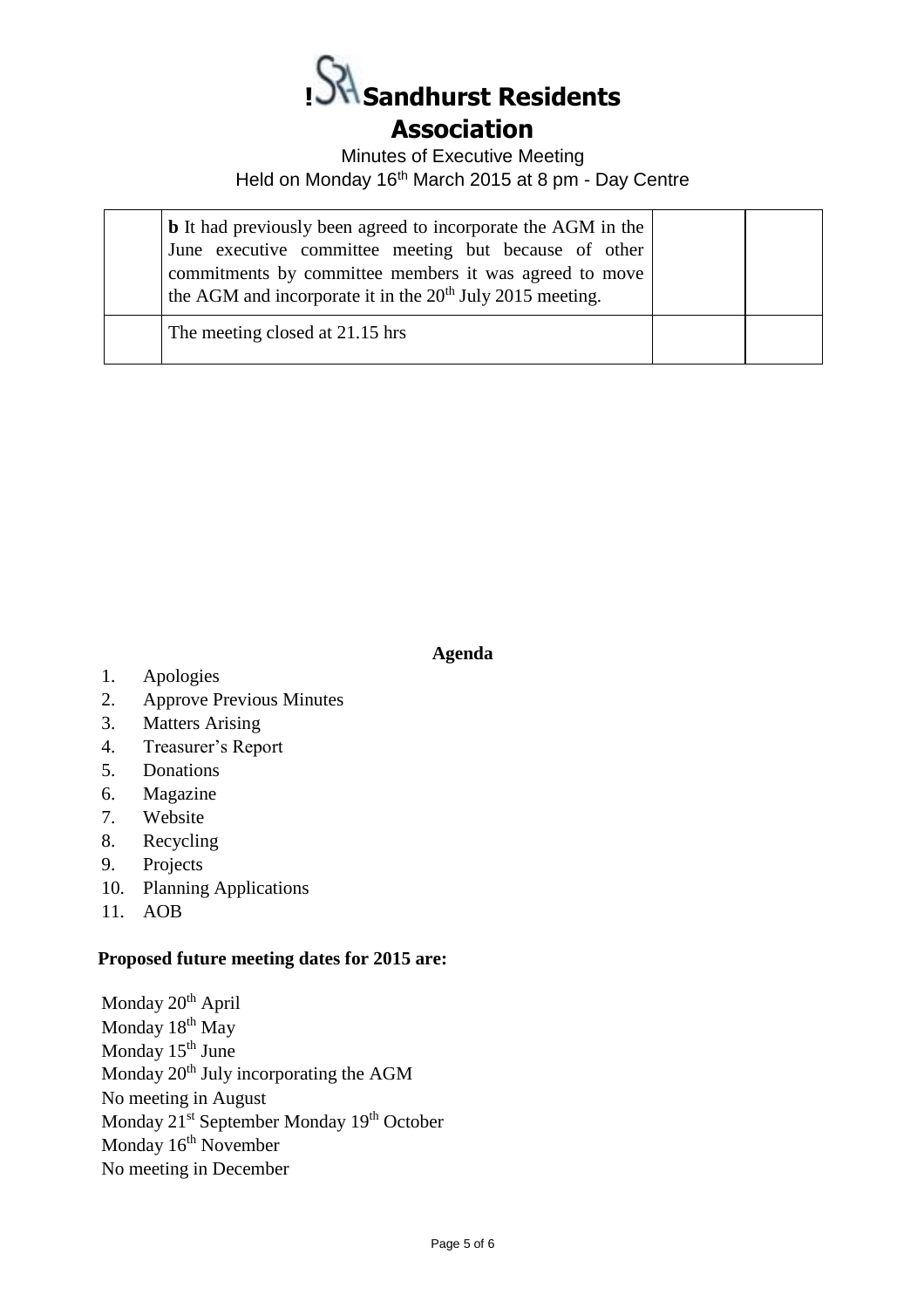# Sandhurst Residents Association

Minutes of Executive Meeting

Held on Monday 16th March 2015 at 8 pm - Day Centre

| | | | |
|---|---|---|---|
| | **b** It had previously been agreed to incorporate the AGM in the June executive committee meeting but because of other commitments by committee members it was agreed to move the AGM and incorporate it in the 20th July 2015 meeting. | | |
| | The meeting closed at 21.15 hrs | | |

**Agenda**

1. Apologies
2. Approve Previous Minutes
3. Matters Arising
4. Treasurer's Report
5. Donations
6. Magazine
7. Website
8. Recycling
9. Projects
10. Planning Applications
11. AOB

**Proposed future meeting dates for 2015 are:**

Monday 20th April
Monday 18th May
Monday 15th June
Monday 20th July incorporating the AGM
No meeting in August
Monday 21st September Monday 19th October
Monday 16th November
No meeting in December